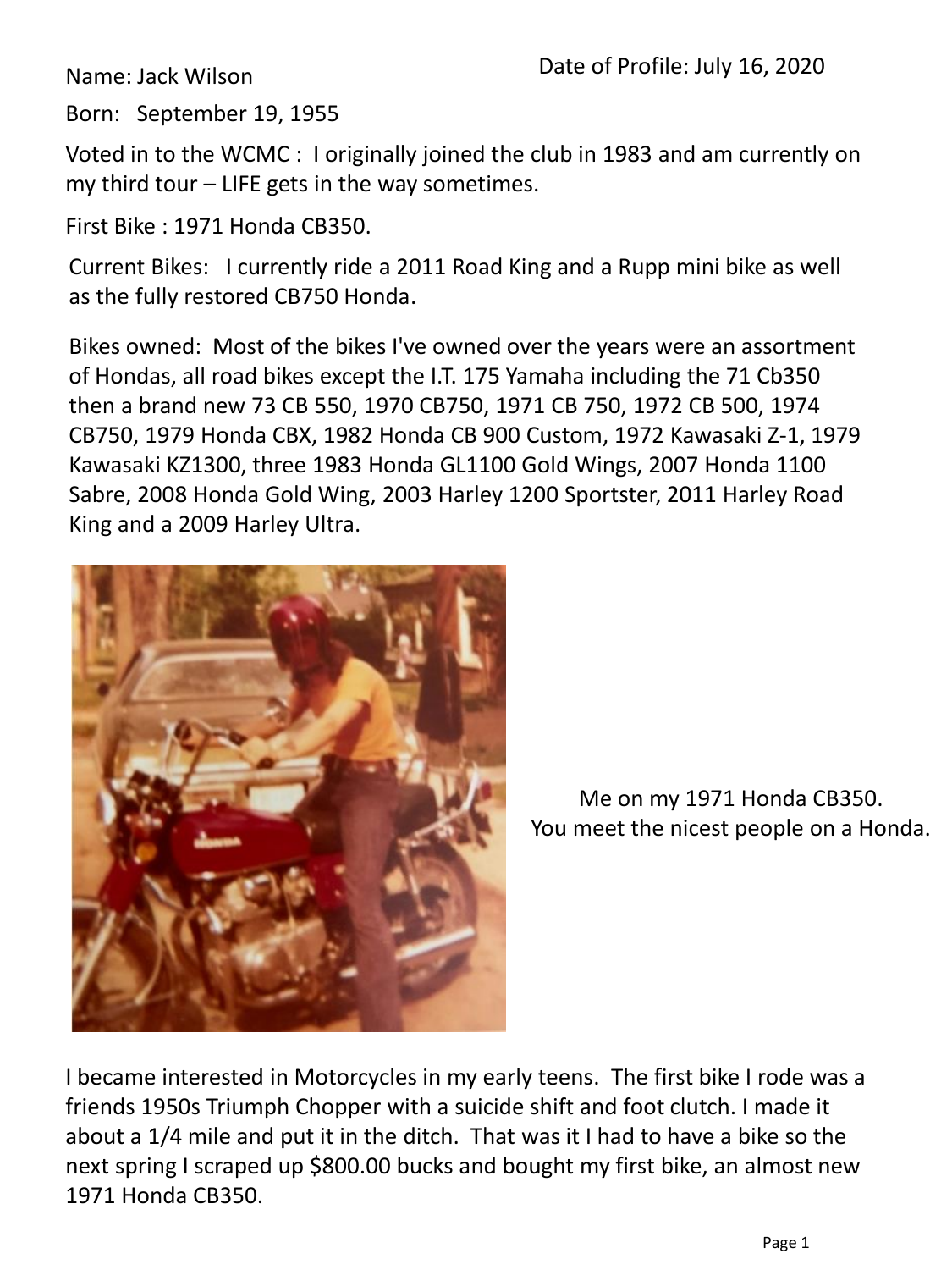Name: Jack Wilson

Date of Profile: July 16, 2020

Born: September 19, 1955

Voted in to the WCMC : I originally joined the club in 1983 and am currently on my third tour – LIFE gets in the way sometimes.

First Bike : 1971 Honda CB350.

Current Bikes: I currently ride a 2011 Road King and a Rupp mini bike as well as the fully restored CB750 Honda.

Bikes owned: Most of the bikes I've owned over the years were an assortment of Hondas, all road bikes except the I.T. 175 Yamaha including the 71 Cb350 then a brand new 73 CB 550, 1970 CB750, 1971 CB 750, 1972 CB 500, 1974 CB750, 1979 Honda CBX, 1982 Honda CB 900 Custom, 1972 Kawasaki Z-1, 1979 Kawasaki KZ1300, three 1983 Honda GL1100 Gold Wings, 2007 Honda 1100 Sabre, 2008 Honda Gold Wing, 2003 Harley 1200 Sportster, 2011 Harley Road King and a 2009 Harley Ultra.

Me on my 1971 Honda CB350.
You meet the nicest people on a Honda.

I became interested in Motorcycles in my early teens. The first bike I rode was a friends 1950s Triumph Chopper with a suicide shift and foot clutch. I made it about a 1/4 mile and put it in the ditch. That was it I had to have a bike so the next spring I scraped up $800.00 bucks and bought my first bike, an almost new 1971 Honda CB350.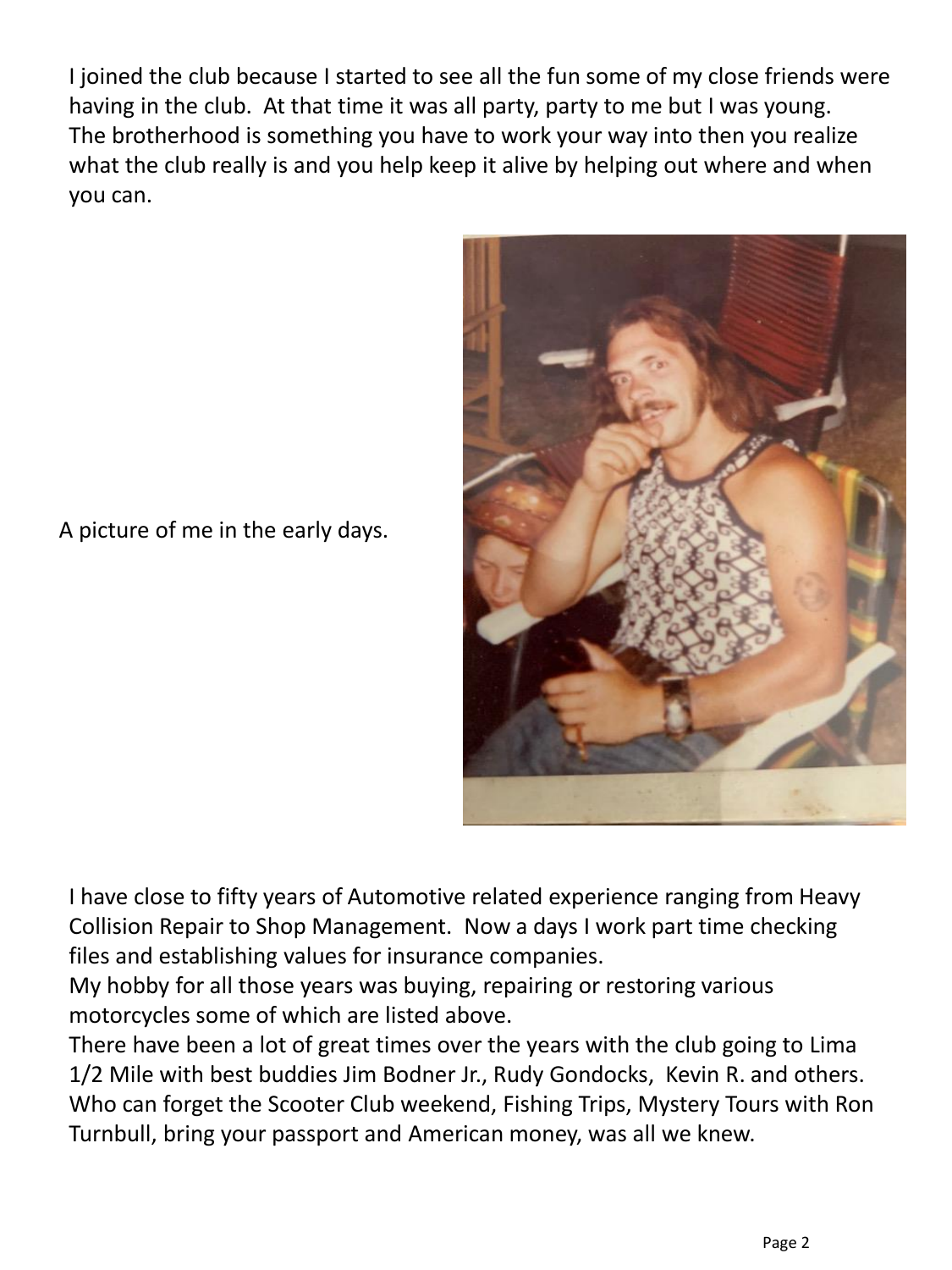I joined the club because I started to see all the fun some of my close friends were having in the club. At that time it was all party, party to me but I was young. The brotherhood is something you have to work your way into then you realize what the club really is and you help keep it alive by helping out where and when you can.

A picture of me in the early days.

I have close to fifty years of Automotive related experience ranging from Heavy Collision Repair to Shop Management. Now a days I work part time checking files and establishing values for insurance companies.
My hobby for all those years was buying, repairing or restoring various motorcycles some of which are listed above.
There have been a lot of great times over the years with the club going to Lima 1/2 Mile with best buddies Jim Bodner Jr., Rudy Gondocks, Kevin R. and others. Who can forget the Scooter Club weekend, Fishing Trips, Mystery Tours with Ron Turnbull, bring your passport and American money, was all we knew.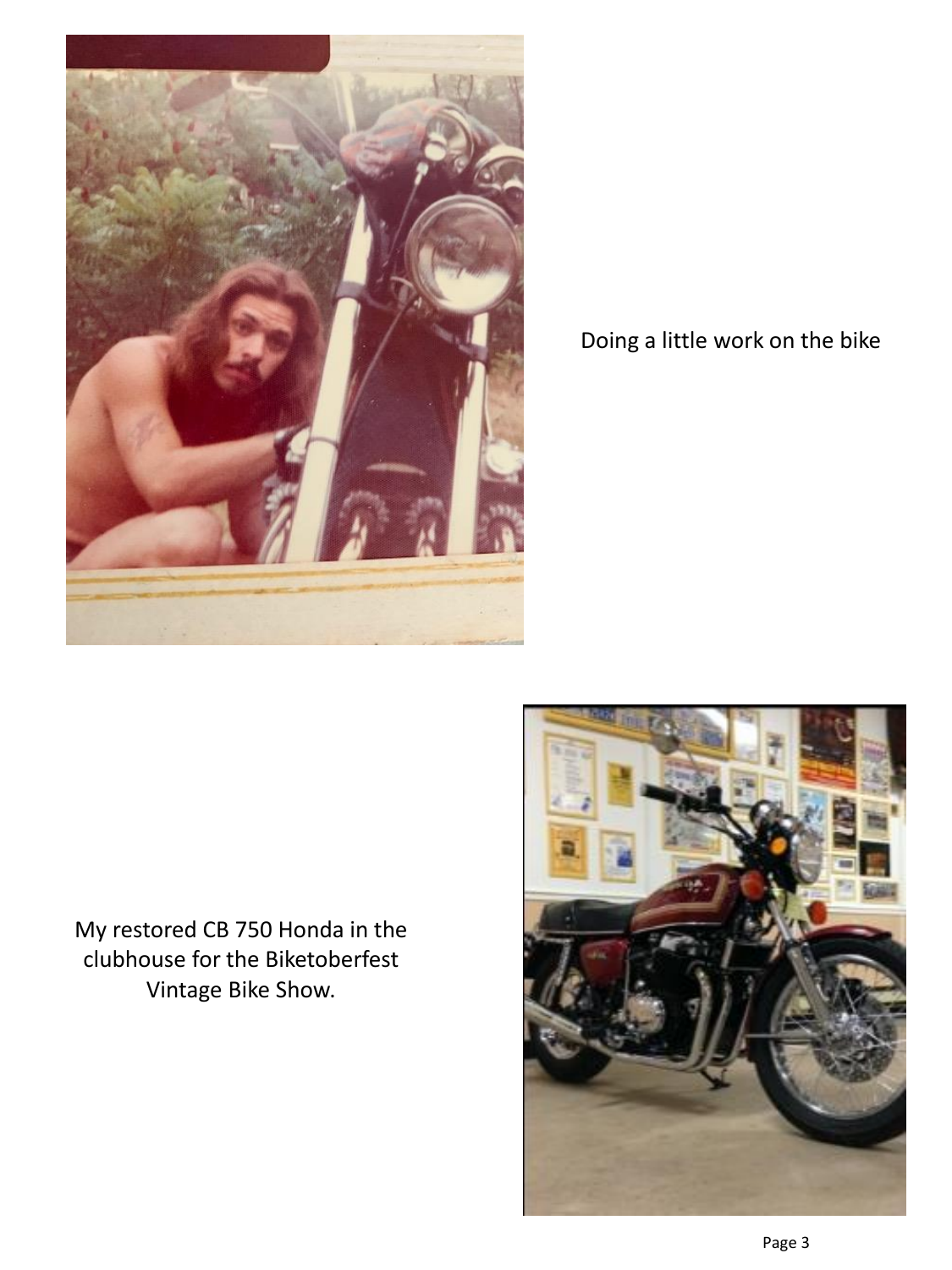Doing a little work on the bike

My restored CB 750 Honda in the clubhouse for the Biketoberfest Vintage Bike Show.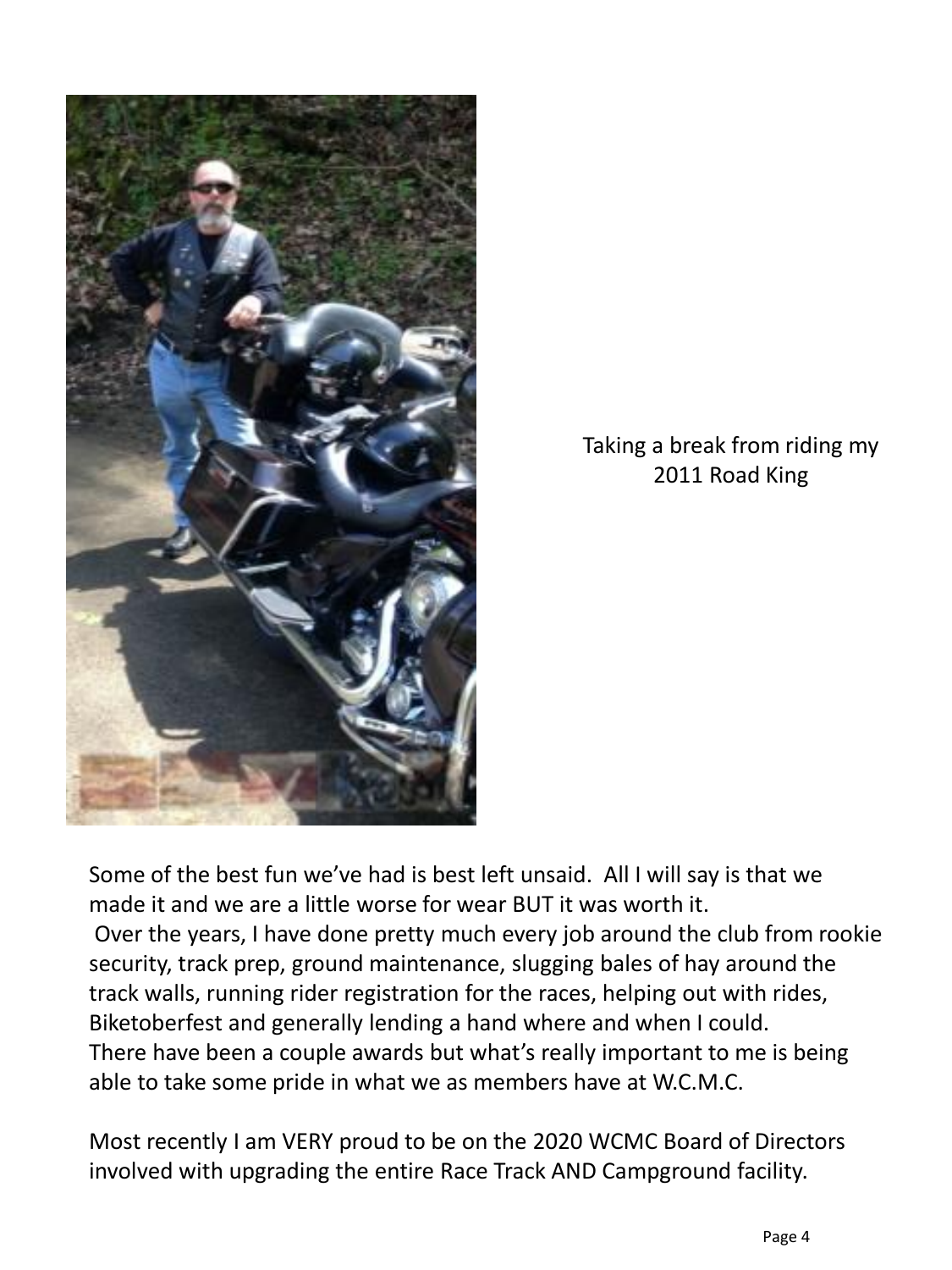Taking a break from riding my 2011 Road King

Some of the best fun we've had is best left unsaid. All I will say is that we made it and we are a little worse for wear BUT it was worth it.
Over the years, I have done pretty much every job around the club from rookie security, track prep, ground maintenance, slugging bales of hay around the track walls, running rider registration for the races, helping out with rides, Biketoberfest and generally lending a hand where and when I could.
There have been a couple awards but what's really important to me is being able to take some pride in what we as members have at W.C.M.C.

Most recently I am VERY proud to be on the 2020 WCMC Board of Directors involved with upgrading the entire Race Track AND Campground facility.